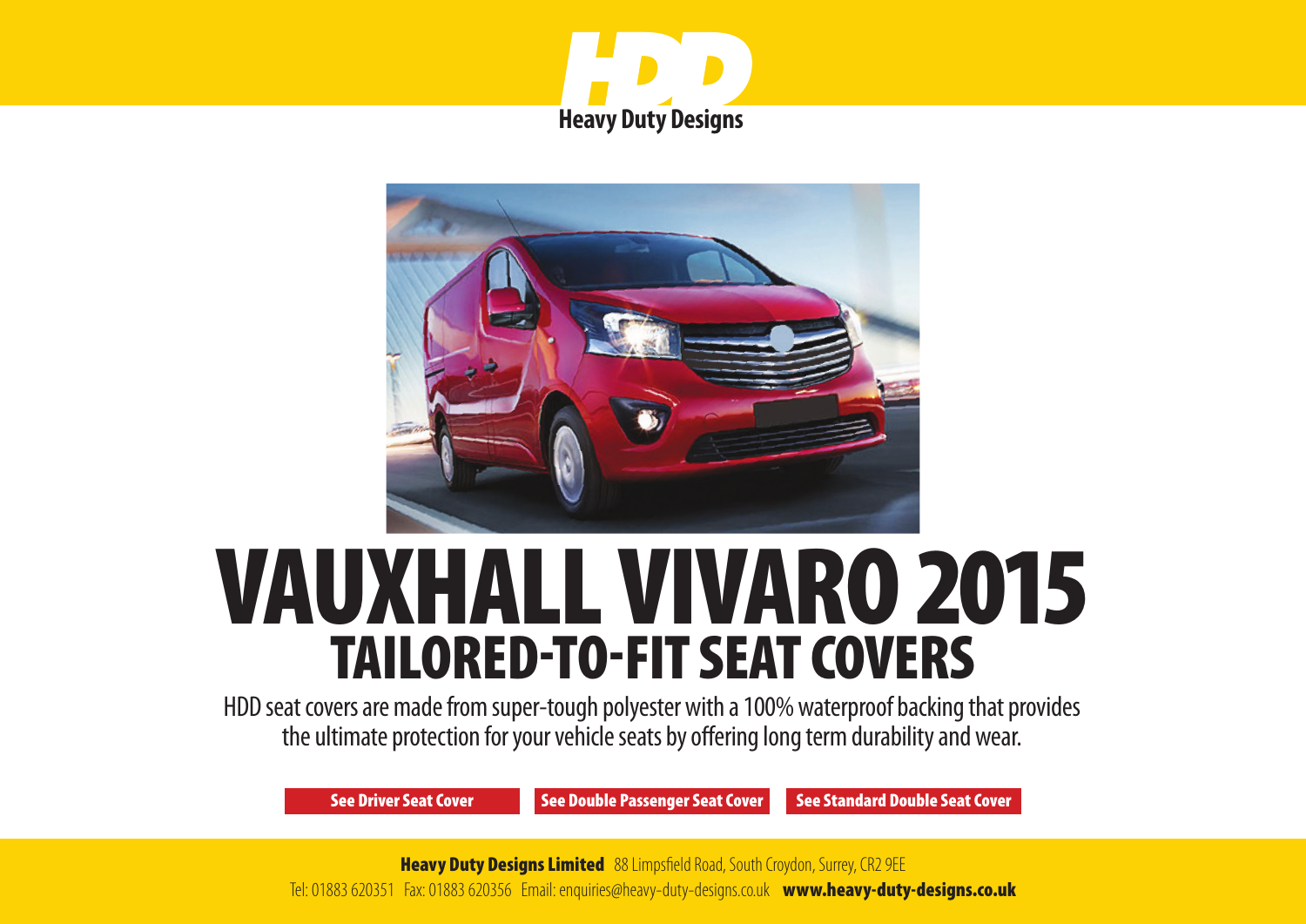**HDD**
**Heavy Duty Designs**

# VAUXHALL VIVARO 2015
## TAILORED-TO-FIT SEAT COVERS

HDD seat covers are made from super-tough polyester with a 100% waterproof backing that provides the ultimate protection for your vehicle seats by offering long term durability and wear.

**See Driver Seat Cover** **See Double Passenger Seat Cover** **See Standard Double Seat Cover**

**Heavy Duty Designs Limited** 88 Limpsfield Road, South Croydon, Surrey, CR2 9EE
Tel: 01883 620351 Fax: 01883 620356 Email: enquiries@heavy-duty-designs.co.uk **www.heavy-duty-designs.co.uk**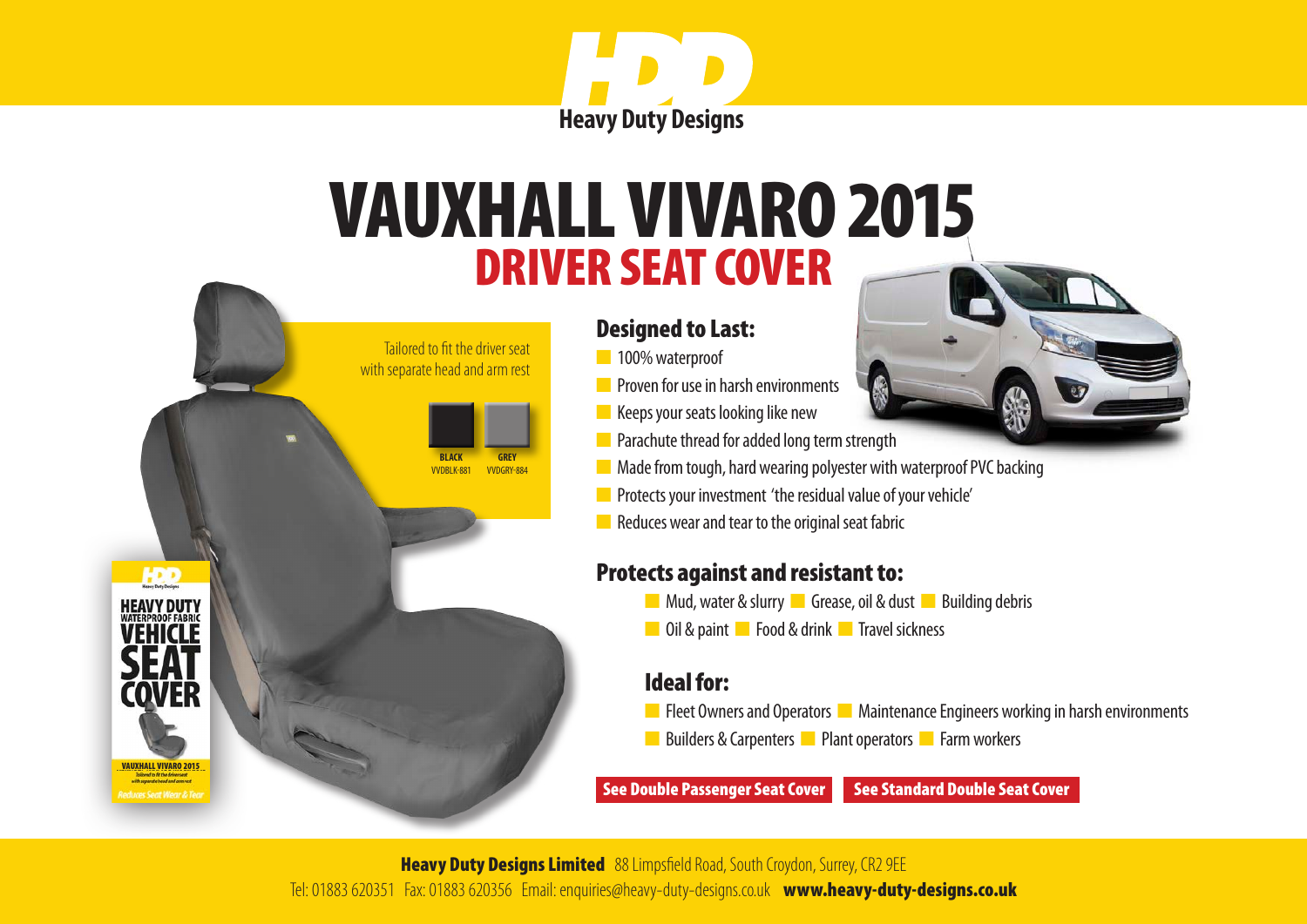# VAUXHALL VIVARO 2015

## DRIVER SEAT COVER

Tailored to fit the driver seat with separate head and arm rest

| BLACK | GREY |
| --- | --- |
| VVDBLK-881 | VVDGRY-884 |

### Designed to Last:

- 100% waterproof
- Proven for use in harsh environments
- Keeps your seats looking like new
- Parachute thread for added long term strength
- Made from tough, hard wearing polyester with waterproof PVC backing
- Protects your investment 'the residual value of your vehicle'
- Reduces wear and tear to the original seat fabric

### Protects against and resistant to:

- Mud, water & slurry
- Grease, oil & dust
- Building debris
- Oil & paint
- Food & drink
- Travel sickness

### Ideal for:

- Fleet Owners and Operators
- Maintenance Engineers working in harsh environments
- Builders & Carpenters
- Plant operators
- Farm workers

**See Double Passenger Seat Cover** | **See Standard Double Seat Cover**

**Heavy Duty Designs Limited** 88 Limpsfield Road, South Croydon, Surrey, CR2 9EE

Tel: 01883 620351 Fax: 01883 620356 Email: enquiries@heavy-duty-designs.co.uk **www.heavy-duty-designs.co.uk**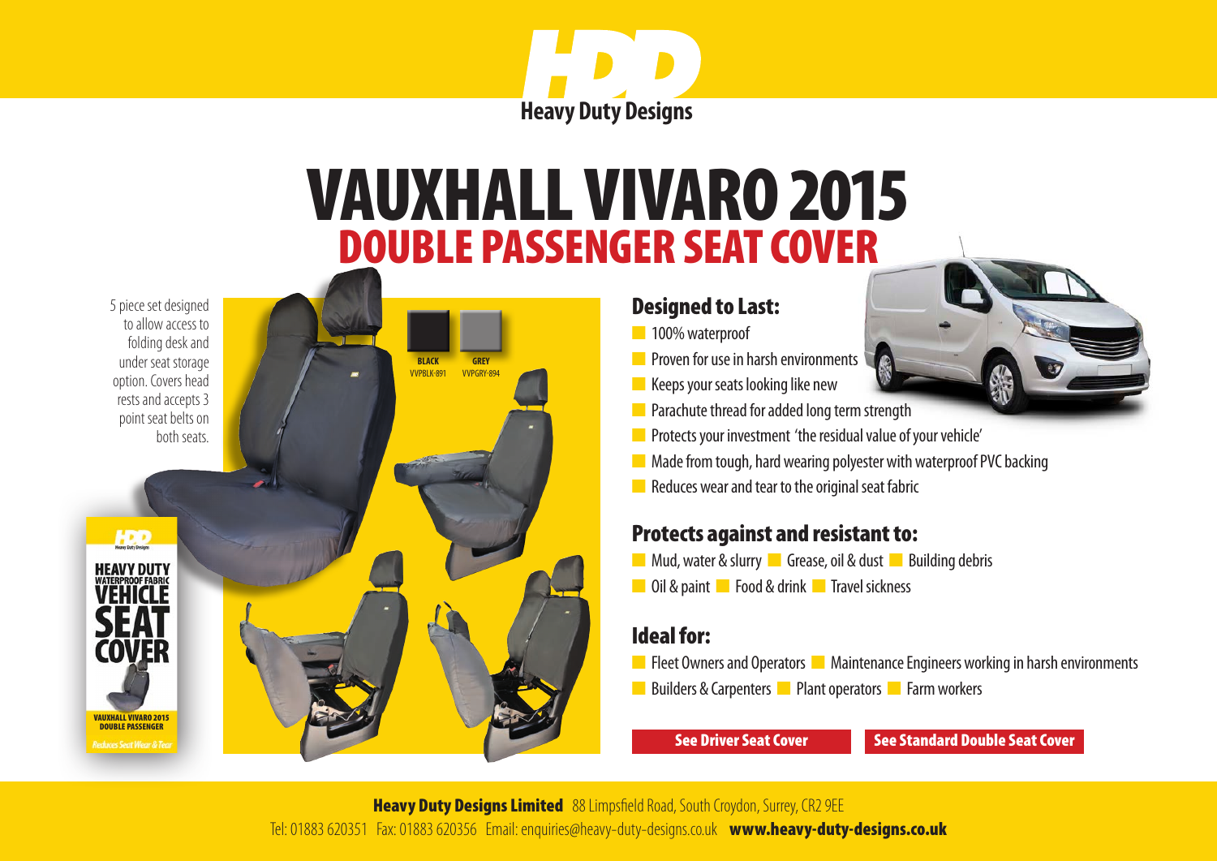HDD
**Heavy Duty Designs**

# VAUXHALL VIVARO 2015
## DOUBLE PASSENGER SEAT COVER

5 piece set designed to allow access to folding desk and under seat storage option. Covers head rests and accepts 3 point seat belts on both seats.

**BLACK** VVPBLK-891 **GREY** VVPGRY-894

### Designed to Last:

- 100% waterproof
- Proven for use in harsh environments
- Keeps your seats looking like new
- Parachute thread for added long term strength
- Protects your investment 'the residual value of your vehicle'
- Made from tough, hard wearing polyester with waterproof PVC backing
- Reduces wear and tear to the original seat fabric

### Protects against and resistant to:

- Mud, water & slurry
- Grease, oil & dust
- Building debris
- Oil & paint
- Food & drink
- Travel sickness

### Ideal for:

- Fleet Owners and Operators
- Maintenance Engineers working in harsh environments
- Builders & Carpenters
- Plant operators
- Farm workers

**See Driver Seat Cover** **See Standard Double Seat Cover**

**Heavy Duty Designs Limited** 88 Limpsfield Road, South Croydon, Surrey, CR2 9EE
Tel: 01883 620351 Fax: 01883 620356 Email: enquiries@heavy-duty-designs.co.uk **www.heavy-duty-designs.co.uk**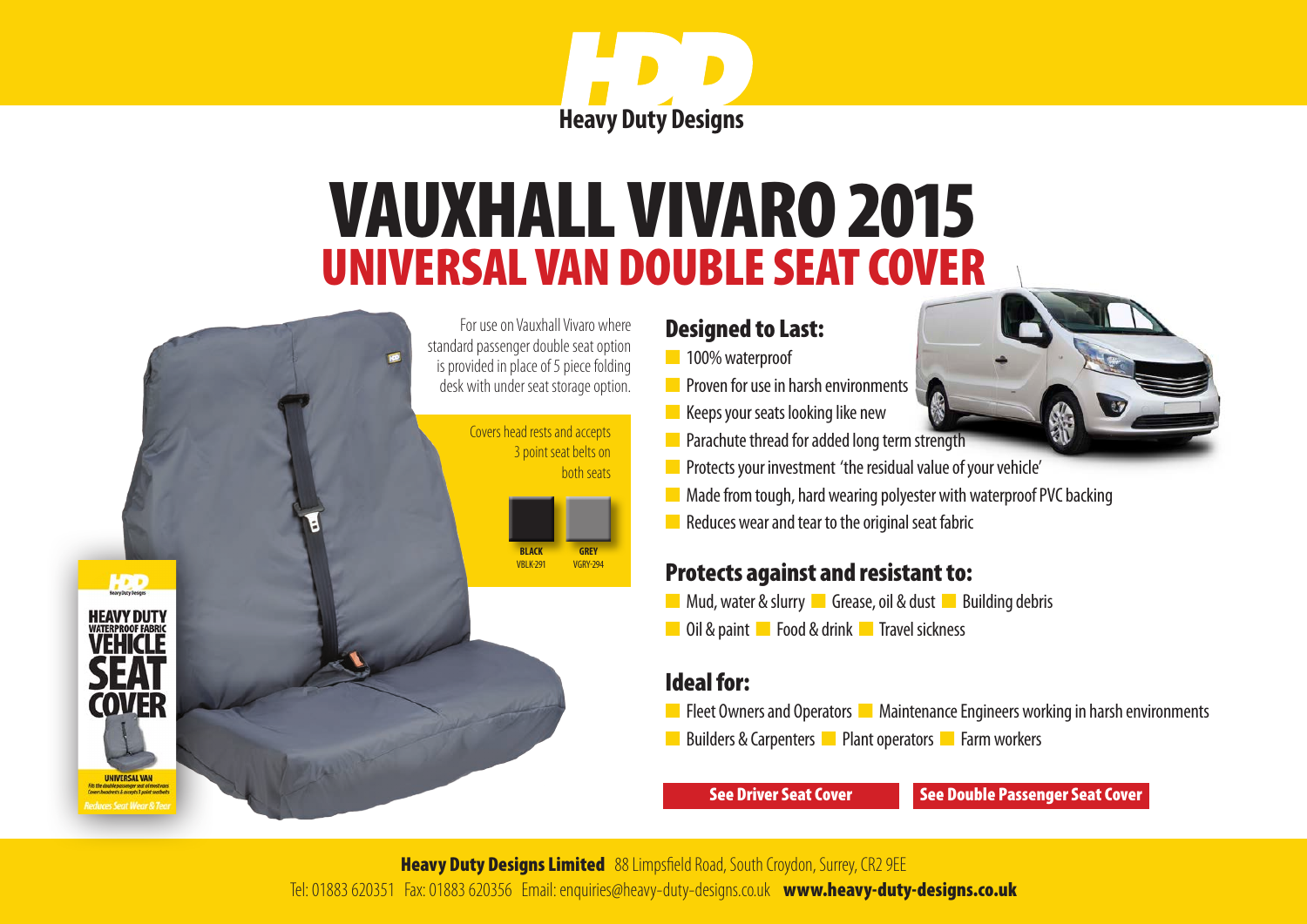HDD
Heavy Duty Designs

# VAUXHALL VIVARO 2015
## UNIVERSAL VAN DOUBLE SEAT COVER

For use on Vauxhall Vivaro where standard passenger double seat option is provided in place of 5 piece folding desk with under seat storage option.

Covers head rests and accepts 3 point seat belts on both seats

BLACK
VBLK-291

GREY
VGRY-294

### Designed to Last:

- 100% waterproof
- Proven for use in harsh environments
- Keeps your seats looking like new
- Parachute thread for added long term strength
- Protects your investment 'the residual value of your vehicle'
- Made from tough, hard wearing polyester with waterproof PVC backing
- Reduces wear and tear to the original seat fabric

### Protects against and resistant to:

- Mud, water & slurry
- Grease, oil & dust
- Building debris
- Oil & paint
- Food & drink
- Travel sickness

### Ideal for:

- Fleet Owners and Operators
- Maintenance Engineers working in harsh environments
- Builders & Carpenters
- Plant operators
- Farm workers

See Driver Seat Cover

See Double Passenger Seat Cover

**Heavy Duty Designs Limited** 88 Limpsfield Road, South Croydon, Surrey, CR2 9EE
Tel: 01883 620351 Fax: 01883 620356 Email: enquiries@heavy-duty-designs.co.uk **www.heavy-duty-designs.co.uk**